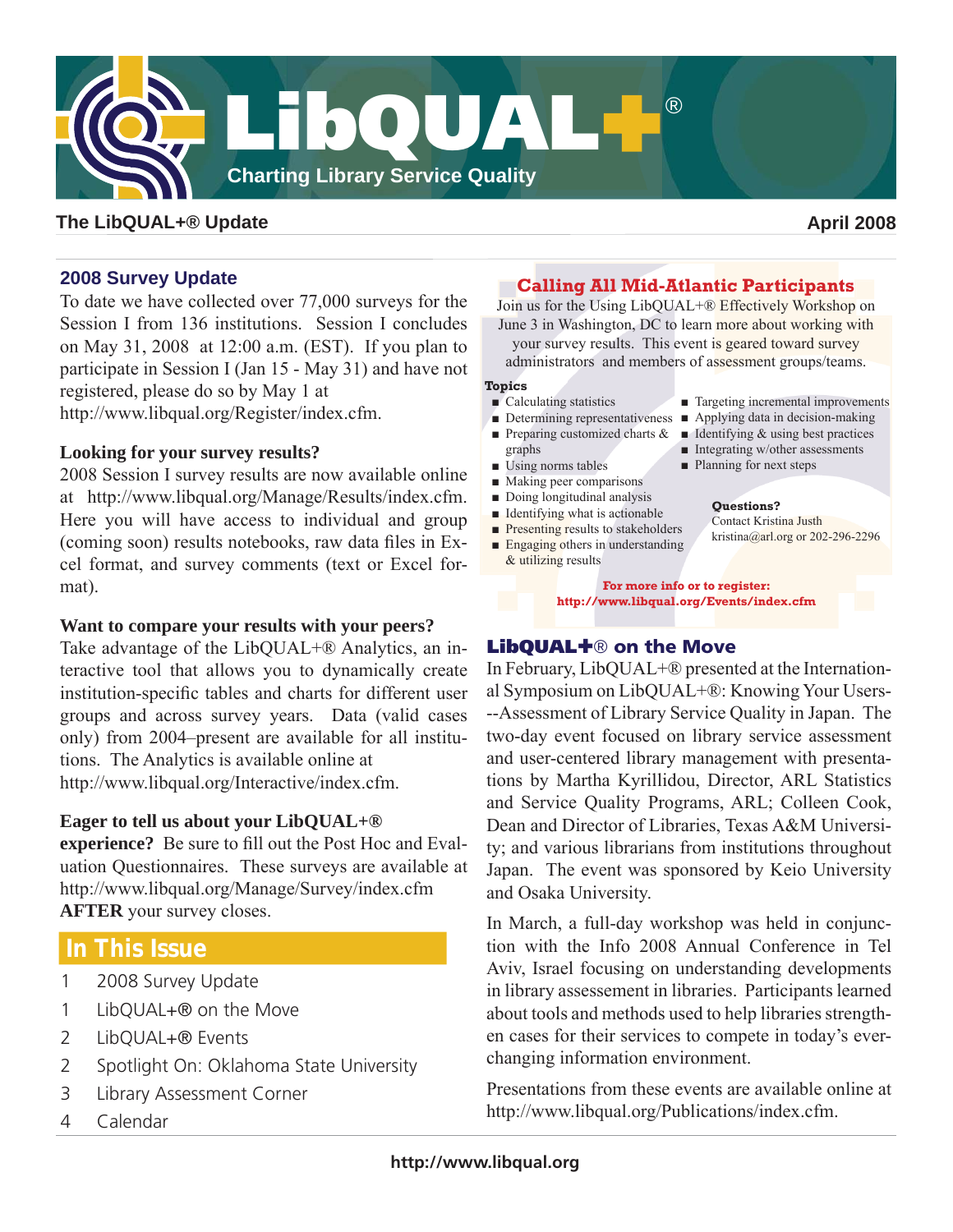# LibQUAL+®

**Charting Library Service Quality**

**The LibQUAL+® Update** — **April 2008**

## 2008 Survey Update

To date we have collected over 77,000 surveys for the Session I from 136 institutions. Session I concludes on May 31, 2008 at 12:00 a.m. (EST). If you plan to participate in Session I (Jan 15 - May 31) and have not registered, please do so by May 1 at http://www.libqual.org/Register/index.cfm.

**Looking for your survey results?**
2008 Session I survey results are now available online at http://www.libqual.org/Manage/Results/index.cfm. Here you will have access to individual and group (coming soon) results notebooks, raw data files in Excel format, and survey comments (text or Excel format).

**Want to compare your results with your peers?**
Take advantage of the LibQUAL+® Analytics, an interactive tool that allows you to dynamically create institution-specific tables and charts for different user groups and across survey years. Data (valid cases only) from 2004–present are available for all institutions. The Analytics is available online at http://www.libqual.org/Interactive/index.cfm.

**Eager to tell us about your LibQUAL+® experience?** Be sure to fill out the Post Hoc and Evaluation Questionnaires. These surveys are available at http://www.libqual.org/Manage/Survey/index.cfm **AFTER** your survey closes.

## In This Issue

1 2008 Survey Update
1 LibQUAL+® on the Move
2 LibQUAL+® Events
2 Spotlight On: Oklahoma State University
3 Library Assessment Corner
4 Calendar

## Calling All Mid-Atlantic Participants

Join us for the Using LibQUAL+® Effectively Workshop on June 3 in Washington, DC to learn more about working with your survey results. This event is geared toward survey administrators and members of assessment groups/teams.

**Topics**

- Calculating statistics
- Determining representativeness
- Preparing customized charts & graphs
- Using norms tables
- Making peer comparisons
- Doing longitudinal analysis
- Identifying what is actionable
- Presenting results to stakeholders
- Engaging others in understanding & utilizing results
- Targeting incremental improvements
- Applying data in decision-making
- Identifying & using best practices
- Integrating w/other assessments
- Planning for next steps

**Questions?**
Contact Kristina Justh
kristina@arl.org or 202-296-2296

**For more info or to register:**
**http://www.libqual.org/Events/index.cfm**

## LibQUAL+® on the Move

In February, LibQUAL+® presented at the International Symposium on LibQUAL+®: Knowing Your Users--Assessment of Library Service Quality in Japan. The two-day event focused on library service assessment and user-centered library management with presentations by Martha Kyrillidou, Director, ARL Statistics and Service Quality Programs, ARL; Colleen Cook, Dean and Director of Libraries, Texas A&M University; and various librarians from institutions throughout Japan. The event was sponsored by Keio University and Osaka University.

In March, a full-day workshop was held in conjunction with the Info 2008 Annual Conference in Tel Aviv, Israel focusing on understanding developments in library assessement in libraries. Participants learned about tools and methods used to help libraries strengthen cases for their services to compete in today's ever-changing information environment.

Presentations from these events are available online at http://www.libqual.org/Publications/index.cfm.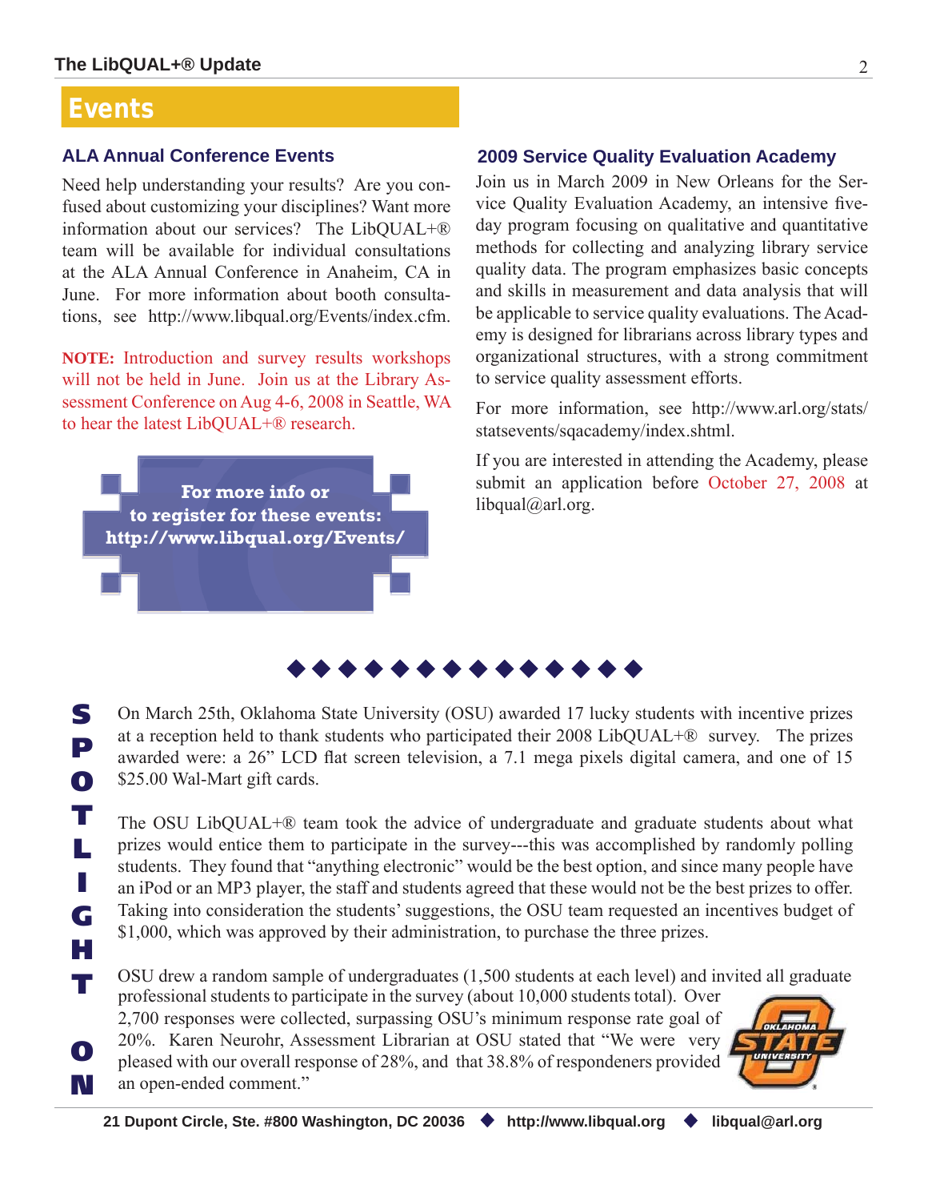# Events

## ALA Annual Conference Events

Need help understanding your results? Are you confused about customizing your disciplines? Want more information about our services? The LibQUAL+® team will be available for individual consultations at the ALA Annual Conference in Anaheim, CA in June. For more information about booth consultations, see http://www.libqual.org/Events/index.cfm.

**NOTE:** Introduction and survey results workshops will not be held in June. Join us at the Library Assessment Conference on Aug 4-6, 2008 in Seattle, WA to hear the latest LibQUAL+® research.

**For more info or to register for these events: http://www.libqual.org/Events/**

## 2009 Service Quality Evaluation Academy

Join us in March 2009 in New Orleans for the Service Quality Evaluation Academy, an intensive five-day program focusing on qualitative and quantitative methods for collecting and analyzing library service quality data. The program emphasizes basic concepts and skills in measurement and data analysis that will be applicable to service quality evaluations. The Academy is designed for librarians across library types and organizational structures, with a strong commitment to service quality assessment efforts.

For more information, see http://www.arl.org/stats/statsevents/sqacademy/index.shtml.

If you are interested in attending the Academy, please submit an application before October 27, 2008 at libqual@arl.org.

◆ ◆ ◆ ◆ ◆ ◆ ◆ ◆ ◆ ◆ ◆ ◆ ◆ ◆

## SPOTLIGHT ON

On March 25th, Oklahoma State University (OSU) awarded 17 lucky students with incentive prizes at a reception held to thank students who participated their 2008 LibQUAL+® survey. The prizes awarded were: a 26" LCD flat screen television, a 7.1 mega pixels digital camera, and one of 15 $25.00 Wal-Mart gift cards.

The OSU LibQUAL+® team took the advice of undergraduate and graduate students about what prizes would entice them to participate in the survey---this was accomplished by randomly polling students. They found that "anything electronic" would be the best option, and since many people have an iPod or an MP3 player, the staff and students agreed that these would not be the best prizes to offer. Taking into consideration the students' suggestions, the OSU team requested an incentives budget of $1,000, which was approved by their administration, to purchase the three prizes.

OSU drew a random sample of undergraduates (1,500 students at each level) and invited all graduate professional students to participate in the survey (about 10,000 students total). Over 2,700 responses were collected, surpassing OSU's minimum response rate goal of 20%. Karen Neurohr, Assessment Librarian at OSU stated that "We were very pleased with our overall response of 28%, and that 38.8% of respondereers provided an open-ended comment."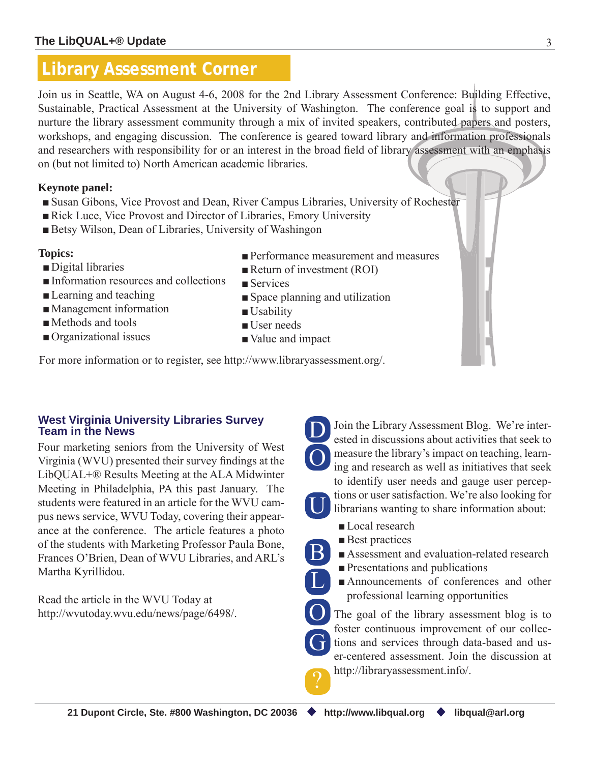## Library Assessment Corner

Join us in Seattle, WA on August 4-6, 2008 for the 2nd Library Assessment Conference: Building Effective, Sustainable, Practical Assessment at the University of Washington. The conference goal is to support and nurture the library assessment community through a mix of invited speakers, contributed papers and posters, workshops, and engaging discussion. The conference is geared toward library and information professionals and researchers with responsibility for or an interest in the broad field of library assessment with an emphasis on (but not limited to) North American academic libraries.

**Keynote panel:**

- Susan Gibons, Vice Provost and Dean, River Campus Libraries, University of Rochester
- Rick Luce, Vice Provost and Director of Libraries, Emory University
- Betsy Wilson, Dean of Libraries, University of Washington

**Topics:**

- Digital libraries
- Information resources and collections
- Learning and teaching
- Management information
- Methods and tools
- Organizational issues
- Performance measurement and measures
- Return of investment (ROI)
- Services
- Space planning and utilization
- Usability
- User needs
- Value and impact

For more information or to register, see http://www.libraryassessment.org/.

### West Virginia University Libraries Survey Team in the News

Four marketing seniors from the University of West Virginia (WVU) presented their survey findings at the LibQUAL+® Results Meeting at the ALA Midwinter Meeting in Philadelphia, PA this past January. The students were featured in an article for the WVU campus news service, WVU Today, covering their appearance at the conference. The article features a photo of the students with Marketing Professor Paula Bone, Frances O'Brien, Dean of WVU Libraries, and ARL's Martha Kyrillidou.

Read the article in the WVU Today at http://wvutoday.wvu.edu/news/page/6498/.

### DO U BLOG?

Join the Library Assessment Blog. We're interested in discussions about activities that seek to measure the library's impact on teaching, learning and research as well as initiatives that seek to identify user needs and gauge user perceptions or user satisfaction. We're also looking for librarians wanting to share information about:

- Local research
- Best practices
- Assessment and evaluation-related research
- Presentations and publications
- Announcements of conferences and other professional learning opportunities

The goal of the library assessment blog is to foster continuous improvement of our collections and services through data-based and user-centered assessment. Join the discussion at http://libraryassessment.info/.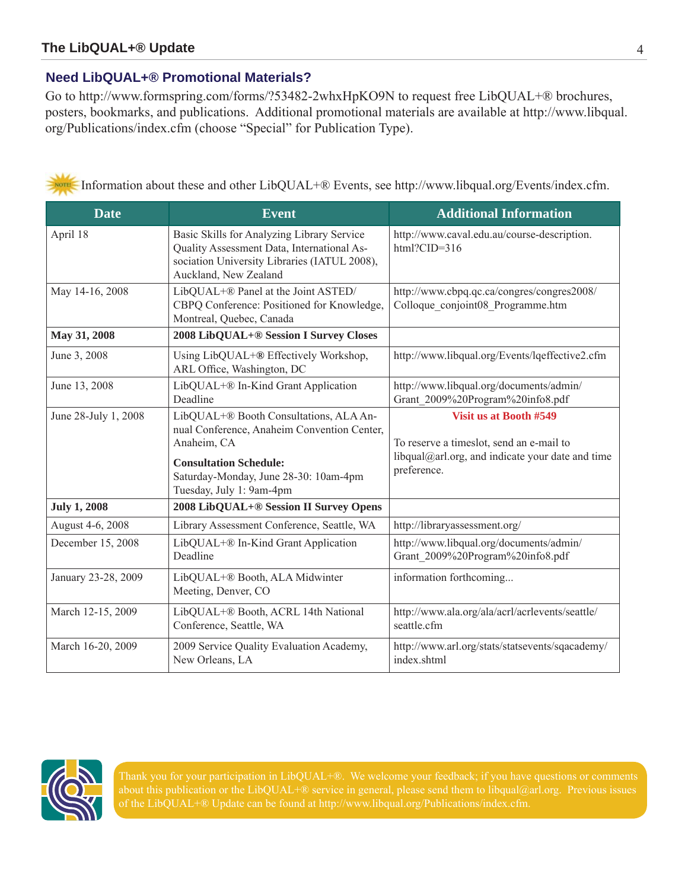## Need LibQUAL+® Promotional Materials?

Go to http://www.formspring.com/forms/?53482-2whxHpKO9N to request free LibQUAL+® brochures, posters, bookmarks, and publications. Additional promotional materials are available at http://www.libqual.org/Publications/index.cfm (choose "Special" for Publication Type).

Information about these and other LibQUAL+® Events, see http://www.libqual.org/Events/index.cfm.

| Date | Event | Additional Information |
|---|---|---|
| April 18 | Basic Skills for Analyzing Library Service Quality Assessment Data, International Association University Libraries (IATUL 2008), Auckland, New Zealand | http://www.caval.edu.au/course-description.html?CID=316 |
| May 14-16, 2008 | LibQUAL+® Panel at the Joint ASTED/CBPQ Conference: Positioned for Knowledge, Montreal, Quebec, Canada | http://www.cbpq.qc.ca/congres/congres2008/Colloque_conjoint08_Programme.htm |
| **May 31, 2008** | **2008 LibQUAL+® Session I Survey Closes** | |
| June 3, 2008 | Using LibQUAL+® Effectively Workshop, ARL Office, Washington, DC | http://www.libqual.org/Events/lqeffective2.cfm |
| June 13, 2008 | LibQUAL+® In-Kind Grant Application Deadline | http://www.libqual.org/documents/admin/Grant_2009%20Program%20info8.pdf |
| June 28-July 1, 2008 | LibQUAL+® Booth Consultations, ALA Annual Conference, Anaheim Convention Center, Anaheim, CA<br>**Consultation Schedule:**<br>Saturday-Monday, June 28-30: 10am-4pm<br>Tuesday, July 1: 9am-4pm | **Visit us at Booth #549**<br>To reserve a timeslot, send an e-mail to libqual@arl.org, and indicate your date and time preference. |
| **July 1, 2008** | **2008 LibQUAL+® Session II Survey Opens** | |
| August 4-6, 2008 | Library Assessment Conference, Seattle, WA | http://libraryassessment.org/ |
| December 15, 2008 | LibQUAL+® In-Kind Grant Application Deadline | http://www.libqual.org/documents/admin/Grant_2009%20Program%20info8.pdf |
| January 23-28, 2009 | LibQUAL+® Booth, ALA Midwinter Meeting, Denver, CO | information forthcoming... |
| March 12-15, 2009 | LibQUAL+® Booth, ACRL 14th National Conference, Seattle, WA | http://www.ala.org/ala/acrl/acrlevents/seattle/seattle.cfm |
| March 16-20, 2009 | 2009 Service Quality Evaluation Academy, New Orleans, LA | http://www.arl.org/stats/statsevents/sqacademy/index.shtml |

Thank you for your participation in LibQUAL+®. We welcome your feedback; if you have questions or comments about this publication or the LibQUAL+® service in general, please send them to libqual@arl.org. Previous issues of the LibQUAL+® Update can be found at http://www.libqual.org/Publications/index.cfm.